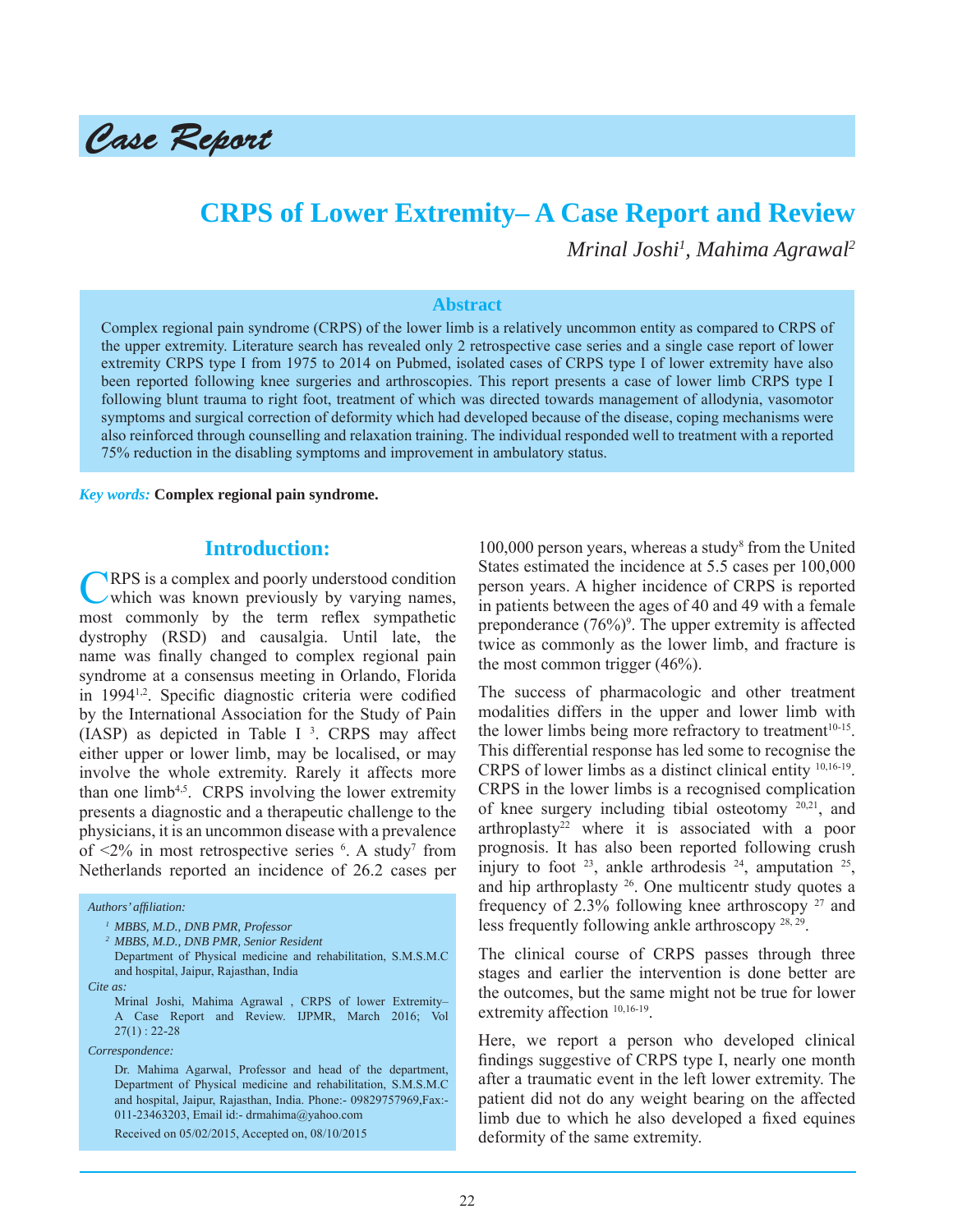*Case Report*

# CRPS of Lower Extremity– A Case Report and Review

*Mrinal Joshi[1], Mahima Agrawal[2]*

## Abstract

Complex regional pain syndrome (CRPS) of the lower limb is a relatively uncommon entity as compared to CRPS of the upper extremity. Literature search has revealed only 2 retrospective case series and a single case report of lower extremity CRPS type I from 1975 to 2014 on Pubmed, isolated cases of CRPS type I of lower extremity have also been reported following knee surgeries and arthroscopies. This report presents a case of lower limb CRPS type I following blunt trauma to right foot, treatment of which was directed towards management of allodynia, vasomotor symptoms and surgical correction of deformity which had developed because of the disease, coping mechanisms were also reinforced through counselling and relaxation training. The individual responded well to treatment with a reported 75% reduction in the disabling symptoms and improvement in ambulatory status.

*Key words:* **Complex regional pain syndrome.**

## Introduction:

CRPS is a complex and poorly understood condition which was known previously by varying names, most commonly by the term reflex sympathetic dystrophy (RSD) and causalgia. Until late, the name was finally changed to complex regional pain syndrome at a consensus meeting in Orlando, Florida in 1994[1,2]. Specific diagnostic criteria were codified by the International Association for the Study of Pain (IASP) as depicted in Table I [3]. CRPS may affect either upper or lower limb, may be localised, or may involve the whole extremity. Rarely it affects more than one limb[4,5]. CRPS involving the lower extremity presents a diagnostic and a therapeutic challenge to the physicians, it is an uncommon disease with a prevalence of <2% in most retrospective series [6]. A study[7] from Netherlands reported an incidence of 26.2 cases per 100,000 person years, whereas a study[8] from the United States estimated the incidence at 5.5 cases per 100,000 person years. A higher incidence of CRPS is reported in patients between the ages of 40 and 49 with a female preponderance (76%)[9]. The upper extremity is affected twice as commonly as the lower limb, and fracture is the most common trigger (46%).

The success of pharmacologic and other treatment modalities differs in the upper and lower limb with the lower limbs being more refractory to treatment[10-15]. This differential response has led some to recognise the CRPS of lower limbs as a distinct clinical entity [10,16-19]. CRPS in the lower limbs is a recognised complication of knee surgery including tibial osteotomy [20,21], and arthroplasty[22] where it is associated with a poor prognosis. It has also been reported following crush injury to foot [23], ankle arthrodesis [24], amputation [25], and hip arthroplasty [26]. One multicentr study quotes a frequency of 2.3% following knee arthroscopy [27] and less frequently following ankle arthroscopy [28, 29].

The clinical course of CRPS passes through three stages and earlier the intervention is done better are the outcomes, but the same might not be true for lower extremity affection [10,16-19].

Here, we report a person who developed clinical findings suggestive of CRPS type I, nearly one month after a traumatic event in the left lower extremity. The patient did not do any weight bearing on the affected limb due to which he also developed a fixed equines deformity of the same extremity.

*Authors' affiliation:*

[1] MBBS, M.D., DNB PMR, Professor
[2] MBBS, M.D., DNB PMR, Senior Resident
Department of Physical medicine and rehabilitation, S.M.S.M.C and hospital, Jaipur, Rajasthan, India

*Cite as:*

Mrinal Joshi, Mahima Agrawal , CRPS of lower Extremity– A Case Report and Review. IJPMR, March 2016; Vol 27(1) : 22-28

*Correspondence:*

Dr. Mahima Agarwal, Professor and head of the department, Department of Physical medicine and rehabilitation, S.M.S.M.C and hospital, Jaipur, Rajasthan, India. Phone:- 09829757969,Fax:- 011-23463203, Email id:- drmahima@yahoo.com

Received on 05/02/2015, Accepted on, 08/10/2015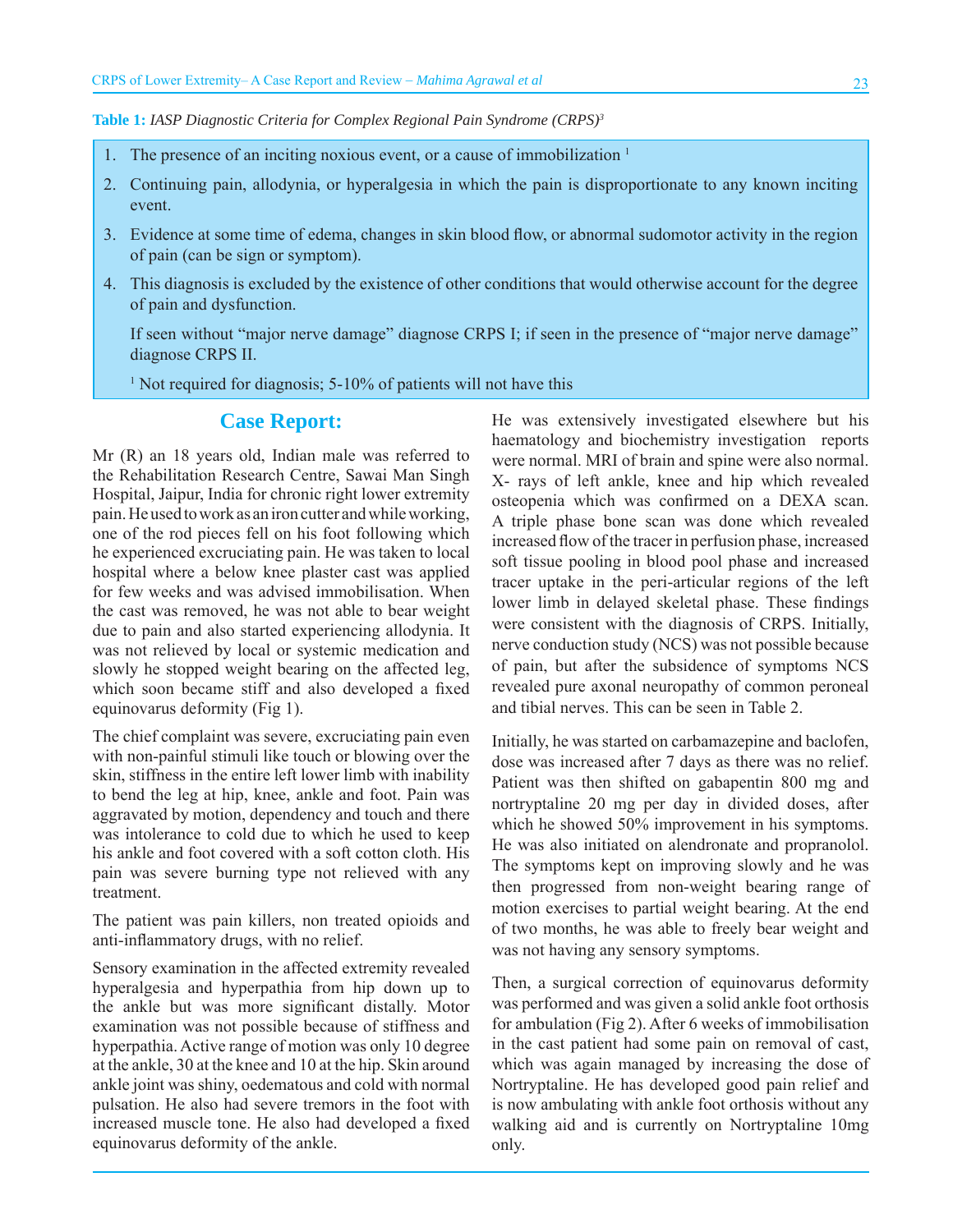**Table 1:** *IASP Diagnostic Criteria for Complex Regional Pain Syndrome (CRPS)*[3]

1. The presence of an inciting noxious event, or a cause of immobilization [1]
2. Continuing pain, allodynia, or hyperalgesia in which the pain is disproportionate to any known inciting event.
3. Evidence at some time of edema, changes in skin blood flow, or abnormal sudomotor activity in the region of pain (can be sign or symptom).
4. This diagnosis is excluded by the existence of other conditions that would otherwise account for the degree of pain and dysfunction.

   If seen without "major nerve damage" diagnose CRPS I; if seen in the presence of "major nerve damage" diagnose CRPS II.

   [1] Not required for diagnosis; 5-10% of patients will not have this

## Case Report:

Mr (R) an 18 years old, Indian male was referred to the Rehabilitation Research Centre, Sawai Man Singh Hospital, Jaipur, India for chronic right lower extremity pain. He used to work as an iron cutter and while working, one of the rod pieces fell on his foot following which he experienced excruciating pain. He was taken to local hospital where a below knee plaster cast was applied for few weeks and was advised immobilisation. When the cast was removed, he was not able to bear weight due to pain and also started experiencing allodynia. It was not relieved by local or systemic medication and slowly he stopped weight bearing on the affected leg, which soon became stiff and also developed a fixed equinovarus deformity (Fig 1).

The chief complaint was severe, excruciating pain even with non-painful stimuli like touch or blowing over the skin, stiffness in the entire left lower limb with inability to bend the leg at hip, knee, ankle and foot. Pain was aggravated by motion, dependency and touch and there was intolerance to cold due to which he used to keep his ankle and foot covered with a soft cotton cloth. His pain was severe burning type not relieved with any treatment.

The patient was pain killers, non treated opioids and anti-inflammatory drugs, with no relief.

Sensory examination in the affected extremity revealed hyperalgesia and hyperpathia from hip down up to the ankle but was more significant distally. Motor examination was not possible because of stiffness and hyperpathia. Active range of motion was only 10 degree at the ankle, 30 at the knee and 10 at the hip. Skin around ankle joint was shiny, oedematous and cold with normal pulsation. He also had severe tremors in the foot with increased muscle tone. He also had developed a fixed equinovarus deformity of the ankle.

He was extensively investigated elsewhere but his haematology and biochemistry investigation reports were normal. MRI of brain and spine were also normal. X- rays of left ankle, knee and hip which revealed osteopenia which was confirmed on a DEXA scan. A triple phase bone scan was done which revealed increased flow of the tracer in perfusion phase, increased soft tissue pooling in blood pool phase and increased tracer uptake in the peri-articular regions of the left lower limb in delayed skeletal phase. These findings were consistent with the diagnosis of CRPS. Initially, nerve conduction study (NCS) was not possible because of pain, but after the subsidence of symptoms NCS revealed pure axonal neuropathy of common peroneal and tibial nerves. This can be seen in Table 2.

Initially, he was started on carbamazepine and baclofen, dose was increased after 7 days as there was no relief. Patient was then shifted on gabapentin 800 mg and nortryptaline 20 mg per day in divided doses, after which he showed 50% improvement in his symptoms. He was also initiated on alendronate and propranolol. The symptoms kept on improving slowly and he was then progressed from non-weight bearing range of motion exercises to partial weight bearing. At the end of two months, he was able to freely bear weight and was not having any sensory symptoms.

Then, a surgical correction of equinovarus deformity was performed and was given a solid ankle foot orthosis for ambulation (Fig 2). After 6 weeks of immobilisation in the cast patient had some pain on removal of cast, which was again managed by increasing the dose of Nortryptaline. He has developed good pain relief and is now ambulating with ankle foot orthosis without any walking aid and is currently on Nortryptaline 10mg only.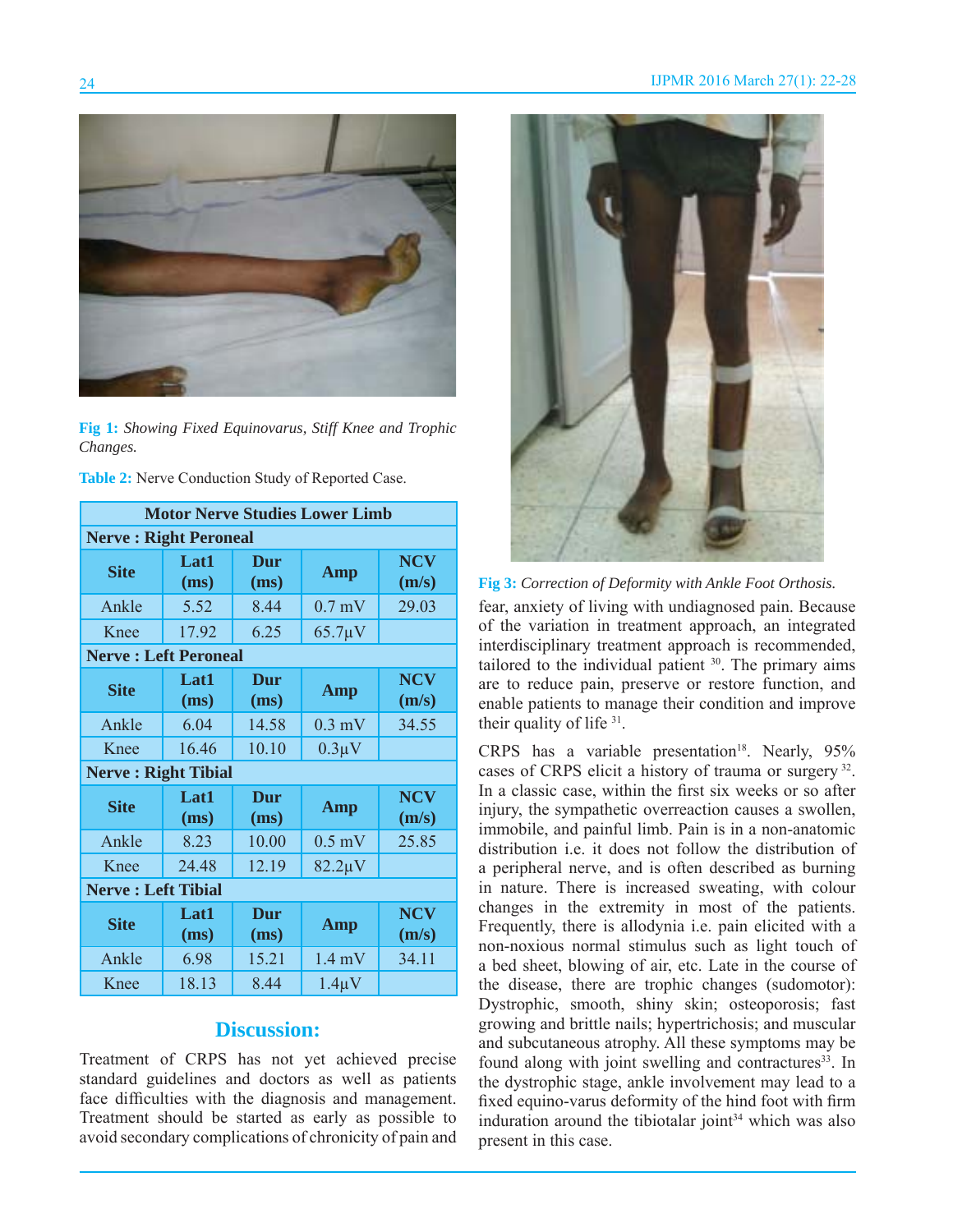Fig 1: *Showing Fixed Equinovarus, Stiff Knee and Trophic Changes.*

**Table 2:** Nerve Conduction Study of Reported Case.

| Motor Nerve Studies Lower Limb | | | | |
|---|---|---|---|---|
| **Nerve : Right Peroneal** | | | | |
| **Site** | **Lat1 (ms)** | **Dur (ms)** | **Amp** | **NCV (m/s)** |
| Ankle | 5.52 | 8.44 | 0.7 mV | 29.03 |
| Knee | 17.92 | 6.25 | 65.7μV | |
| **Nerve : Left Peroneal** | | | | |
| **Site** | **Lat1 (ms)** | **Dur (ms)** | **Amp** | **NCV (m/s)** |
| Ankle | 6.04 | 14.58 | 0.3 mV | 34.55 |
| Knee | 16.46 | 10.10 | 0.3μV | |
| **Nerve : Right Tibial** | | | | |
| **Site** | **Lat1 (ms)** | **Dur (ms)** | **Amp** | **NCV (m/s)** |
| Ankle | 8.23 | 10.00 | 0.5 mV | 25.85 |
| Knee | 24.48 | 12.19 | 82.2μV | |
| **Nerve : Left Tibial** | | | | |
| **Site** | **Lat1 (ms)** | **Dur (ms)** | **Amp** | **NCV (m/s)** |
| Ankle | 6.98 | 15.21 | 1.4 mV | 34.11 |
| Knee | 18.13 | 8.44 | 1.4μV | |

## Discussion:

Treatment of CRPS has not yet achieved precise standard guidelines and doctors as well as patients face difficulties with the diagnosis and management. Treatment should be started as early as possible to avoid secondary complications of chronicity of pain and fear, anxiety of living with undiagnosed pain. Because of the variation in treatment approach, an integrated interdisciplinary treatment approach is recommended, tailored to the individual patient [30]. The primary aims are to reduce pain, preserve or restore function, and enable patients to manage their condition and improve their quality of life [31].

Fig 3: *Correction of Deformity with Ankle Foot Orthosis.*

CRPS has a variable presentation[18]. Nearly, 95% cases of CRPS elicit a history of trauma or surgery [32]. In a classic case, within the first six weeks or so after injury, the sympathetic overreaction causes a swollen, immobile, and painful limb. Pain is in a non-anatomic distribution i.e. it does not follow the distribution of a peripheral nerve, and is often described as burning in nature. There is increased sweating, with colour changes in the extremity in most of the patients. Frequently, there is allodynia i.e. pain elicited with a non-noxious normal stimulus such as light touch of a bed sheet, blowing of air, etc. Late in the course of the disease, there are trophic changes (sudomotor): Dystrophic, smooth, shiny skin; osteoporosis; fast growing and brittle nails; hypertrichosis; and muscular and subcutaneous atrophy. All these symptoms may be found along with joint swelling and contractures[33]. In the dystrophic stage, ankle involvement may lead to a fixed equino-varus deformity of the hind foot with firm induration around the tibiotalar joint[34] which was also present in this case.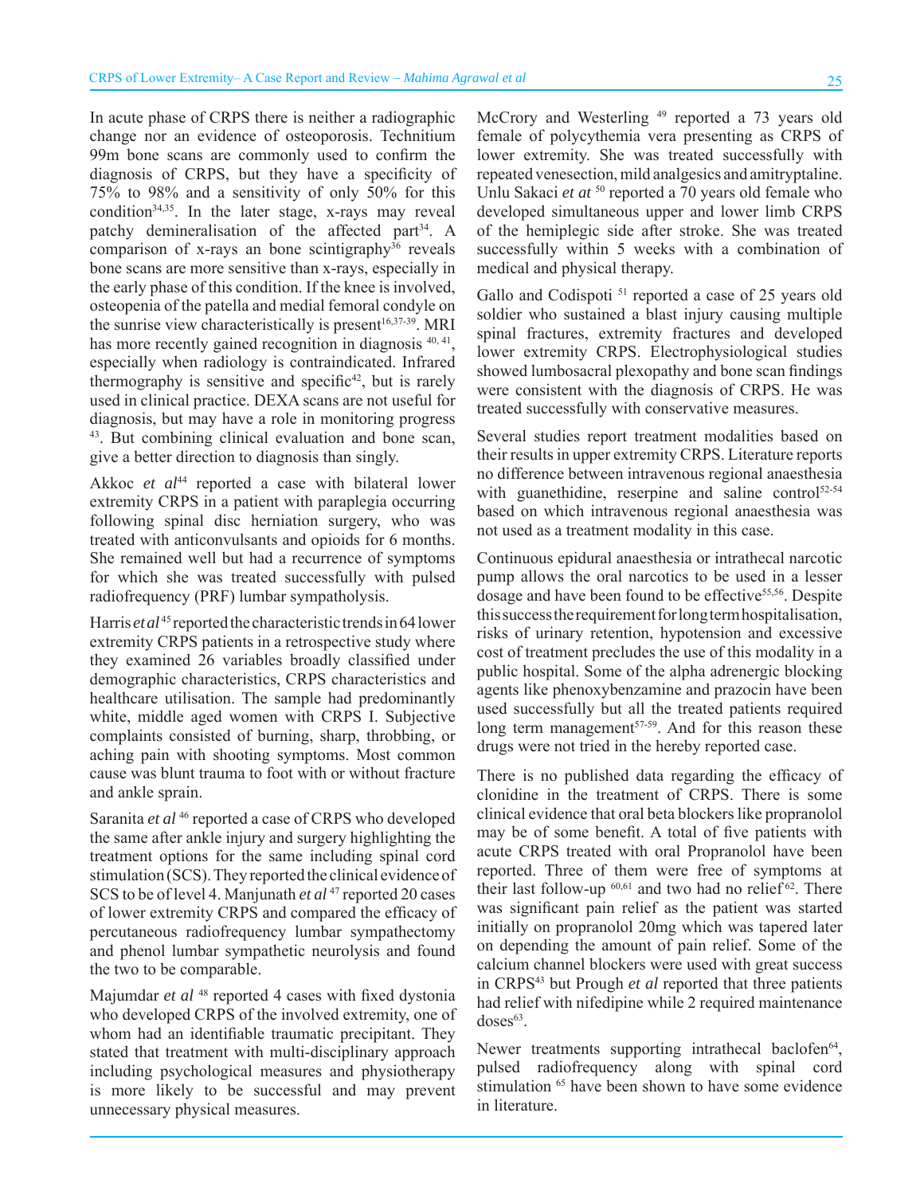In acute phase of CRPS there is neither a radiographic change nor an evidence of osteoporosis. Technitium 99m bone scans are commonly used to confirm the diagnosis of CRPS, but they have a specificity of 75% to 98% and a sensitivity of only 50% for this condition[34,35]. In the later stage, x-rays may reveal patchy demineralisation of the affected part[34]. A comparison of x-rays an bone scintigraphy[36] reveals bone scans are more sensitive than x-rays, especially in the early phase of this condition. If the knee is involved, osteopenia of the patella and medial femoral condyle on the sunrise view characteristically is present[16,37-39]. MRI has more recently gained recognition in diagnosis [40, 41], especially when radiology is contraindicated. Infrared thermography is sensitive and specific[42], but is rarely used in clinical practice. DEXA scans are not useful for diagnosis, but may have a role in monitoring progress [43]. But combining clinical evaluation and bone scan, give a better direction to diagnosis than singly.

Akkoc *et al*[44] reported a case with bilateral lower extremity CRPS in a patient with paraplegia occurring following spinal disc herniation surgery, who was treated with anticonvulsants and opioids for 6 months. She remained well but had a recurrence of symptoms for which she was treated successfully with pulsed radiofrequency (PRF) lumbar sympatholysis.

Harris *et al*[45] reported the characteristic trends in 64 lower extremity CRPS patients in a retrospective study where they examined 26 variables broadly classified under demographic characteristics, CRPS characteristics and healthcare utilisation. The sample had predominantly white, middle aged women with CRPS I. Subjective complaints consisted of burning, sharp, throbbing, or aching pain with shooting symptoms. Most common cause was blunt trauma to foot with or without fracture and ankle sprain.

Saranita *et al* [46] reported a case of CRPS who developed the same after ankle injury and surgery highlighting the treatment options for the same including spinal cord stimulation (SCS). They reported the clinical evidence of SCS to be of level 4. Manjunath *et al* [47] reported 20 cases of lower extremity CRPS and compared the efficacy of percutaneous radiofrequency lumbar sympathectomy and phenol lumbar sympathetic neurolysis and found the two to be comparable.

Majumdar *et al* [48] reported 4 cases with fixed dystonia who developed CRPS of the involved extremity, one of whom had an identifiable traumatic precipitant. They stated that treatment with multi-disciplinary approach including psychological measures and physiotherapy is more likely to be successful and may prevent unnecessary physical measures.

McCrory and Westerling [49] reported a 73 years old female of polycythemia vera presenting as CRPS of lower extremity. She was treated successfully with repeated venesection, mild analgesics and amitryptaline. Unlu Sakaci *et at* [50] reported a 70 years old female who developed simultaneous upper and lower limb CRPS of the hemiplegic side after stroke. She was treated successfully within 5 weeks with a combination of medical and physical therapy.

Gallo and Codispoti [51] reported a case of 25 years old soldier who sustained a blast injury causing multiple spinal fractures, extremity fractures and developed lower extremity CRPS. Electrophysiological studies showed lumbosacral plexopathy and bone scan findings were consistent with the diagnosis of CRPS. He was treated successfully with conservative measures.

Several studies report treatment modalities based on their results in upper extremity CRPS. Literature reports no difference between intravenous regional anaesthesia with guanethidine, reserpine and saline control[52-54] based on which intravenous regional anaesthesia was not used as a treatment modality in this case.

Continuous epidural anaesthesia or intrathecal narcotic pump allows the oral narcotics to be used in a lesser dosage and have been found to be effective[55,56]. Despite this success the requirement for long term hospitalisation, risks of urinary retention, hypotension and excessive cost of treatment precludes the use of this modality in a public hospital. Some of the alpha adrenergic blocking agents like phenoxybenzamine and prazocin have been used successfully but all the treated patients required long term management[57-59]. And for this reason these drugs were not tried in the hereby reported case.

There is no published data regarding the efficacy of clonidine in the treatment of CRPS. There is some clinical evidence that oral beta blockers like propranolol may be of some benefit. A total of five patients with acute CRPS treated with oral Propranolol have been reported. Three of them were free of symptoms at their last follow-up [60,61] and two had no relief [62]. There was significant pain relief as the patient was started initially on propranolol 20mg which was tapered later on depending the amount of pain relief. Some of the calcium channel blockers were used with great success in CRPS[43] but Prough *et al* reported that three patients had relief with nifedipine while 2 required maintenance doses[63].

Newer treatments supporting intrathecal baclofen[64], pulsed radiofrequency along with spinal cord stimulation [65] have been shown to have some evidence in literature.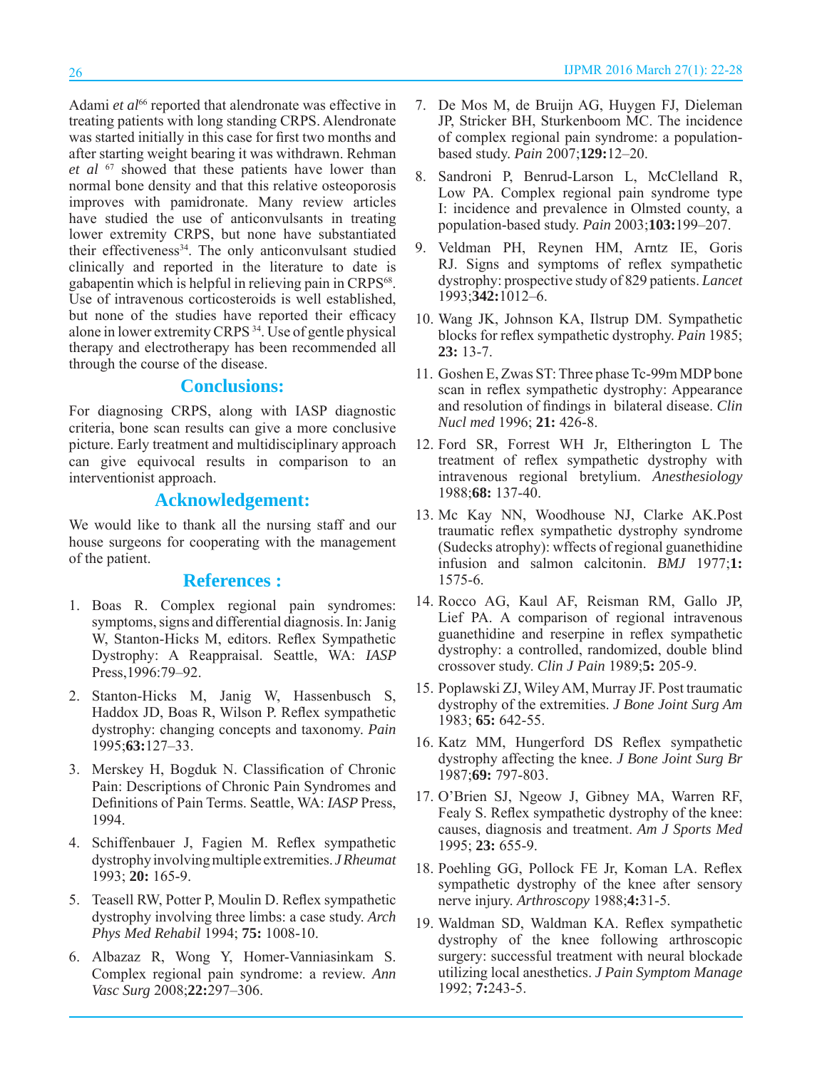Adami *et al*[66] reported that alendronate was effective in treating patients with long standing CRPS. Alendronate was started initially in this case for first two months and after starting weight bearing it was withdrawn. Rehman *et al* [67] showed that these patients have lower than normal bone density and that this relative osteoporosis improves with pamidronate. Many review articles have studied the use of anticonvulsants in treating lower extremity CRPS, but none have substantiated their effectiveness[34]. The only anticonvulsant studied clinically and reported in the literature to date is gabapentin which is helpful in relieving pain in CRPS[68]. Use of intravenous corticosteroids is well established, but none of the studies have reported their efficacy alone in lower extremity CRPS [34]. Use of gentle physical therapy and electrotherapy has been recommended all through the course of the disease.

## Conclusions:

For diagnosing CRPS, along with IASP diagnostic criteria, bone scan results can give a more conclusive picture. Early treatment and multidisciplinary approach can give equivocal results in comparison to an interventionist approach.

## Acknowledgement:

We would like to thank all the nursing staff and our house surgeons for cooperating with the management of the patient.

## References :

1. Boas R. Complex regional pain syndromes: symptoms, signs and differential diagnosis. In: Janig W, Stanton-Hicks M, editors. Reflex Sympathetic Dystrophy: A Reappraisal. Seattle, WA: *IASP* Press,1996:79–92.
2. Stanton-Hicks M, Janig W, Hassenbusch S, Haddox JD, Boas R, Wilson P. Reflex sympathetic dystrophy: changing concepts and taxonomy. *Pain* 1995;**63:**127–33.
3. Merskey H, Bogduk N. Classification of Chronic Pain: Descriptions of Chronic Pain Syndromes and Definitions of Pain Terms. Seattle, WA: *IASP* Press, 1994.
4. Schiffenbauer J, Fagien M. Reflex sympathetic dystrophy involving multiple extremities. *J Rheumat* 1993; **20:** 165-9.
5. Teasell RW, Potter P, Moulin D. Reflex sympathetic dystrophy involving three limbs: a case study. *Arch Phys Med Rehabil* 1994; **75:** 1008-10.
6. Albazaz R, Wong Y, Homer-Vanniasinkam S. Complex regional pain syndrome: a review. *Ann Vasc Surg* 2008;**22:**297–306.
7. De Mos M, de Bruijn AG, Huygen FJ, Dieleman JP, Stricker BH, Sturkenboom MC. The incidence of complex regional pain syndrome: a population-based study. *Pain* 2007;**129:**12–20.
8. Sandroni P, Benrud-Larson L, McClelland R, Low PA. Complex regional pain syndrome type I: incidence and prevalence in Olmsted county, a population-based study. *Pain* 2003;**103:**199–207.
9. Veldman PH, Reynen HM, Arntz IE, Goris RJ. Signs and symptoms of reflex sympathetic dystrophy: prospective study of 829 patients. *Lancet* 1993;**342:**1012–6.
10. Wang JK, Johnson KA, Ilstrup DM. Sympathetic blocks for reflex sympathetic dystrophy. *Pain* 1985; **23:** 13-7.
11. Goshen E, Zwas ST: Three phase Tc-99m MDP bone scan in reflex sympathetic dystrophy: Appearance and resolution of findings in bilateral disease. *Clin Nucl med* 1996; **21:** 426-8.
12. Ford SR, Forrest WH Jr, Eltherington L The treatment of reflex sympathetic dystrophy with intravenous regional bretylium. *Anesthesiology* 1988;**68:** 137-40.
13. Mc Kay NN, Woodhouse NJ, Clarke AK.Post traumatic reflex sympathetic dystrophy syndrome (Sudecks atrophy): wffects of regional guanethidine infusion and salmon calcitonin. *BMJ* 1977;**1:** 1575-6.
14. Rocco AG, Kaul AF, Reisman RM, Gallo JP, Lief PA. A comparison of regional intravenous guanethidine and reserpine in reflex sympathetic dystrophy: a controlled, randomized, double blind crossover study. *Clin J Pain* 1989;**5:** 205-9.
15. Poplawski ZJ, Wiley AM, Murray JF. Post traumatic dystrophy of the extremities. *J Bone Joint Surg Am* 1983; **65:** 642-55.
16. Katz MM, Hungerford DS Reflex sympathetic dystrophy affecting the knee. *J Bone Joint Surg Br* 1987;**69:** 797-803.
17. O'Brien SJ, Ngeow J, Gibney MA, Warren RF, Fealy S. Reflex sympathetic dystrophy of the knee: causes, diagnosis and treatment. *Am J Sports Med* 1995; **23:** 655-9.
18. Poehling GG, Pollock FE Jr, Koman LA. Reflex sympathetic dystrophy of the knee after sensory nerve injury. *Arthroscopy* 1988;**4:**31-5.
19. Waldman SD, Waldman KA. Reflex sympathetic dystrophy of the knee following arthroscopic surgery: successful treatment with neural blockade utilizing local anesthetics. *J Pain Symptom Manage* 1992; **7:**243-5.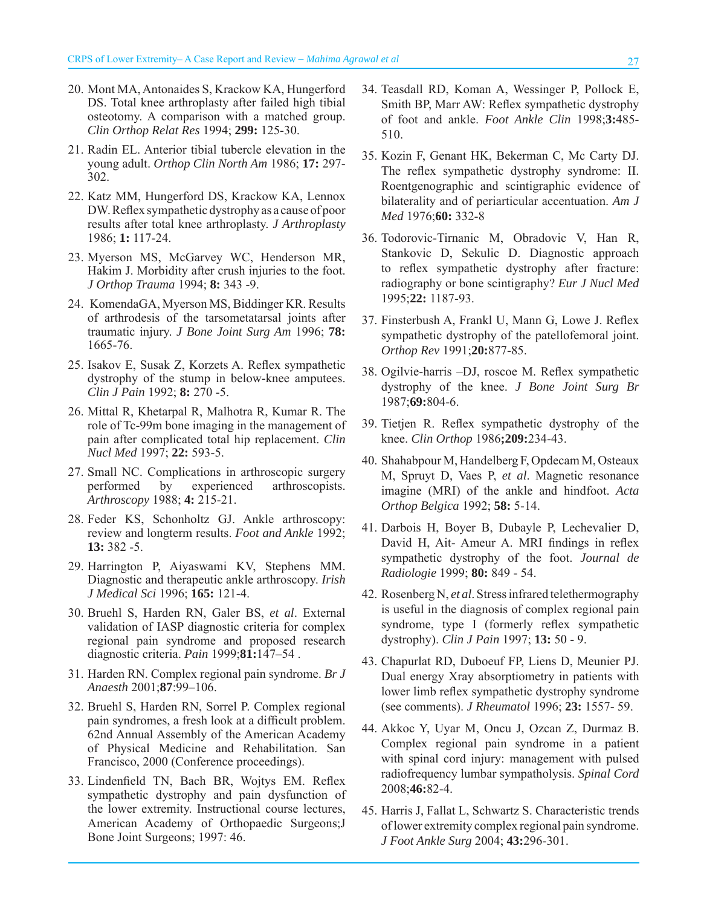20. Mont MA, Antonaides S, Krackow KA, Hungerford DS. Total knee arthroplasty after failed high tibial osteotomy. A comparison with a matched group. *Clin Orthop Relat Res* 1994; **299:** 125-30.

21. Radin EL. Anterior tibial tubercle elevation in the young adult. *Orthop Clin North Am* 1986; **17:** 297-302.

22. Katz MM, Hungerford DS, Krackow KA, Lennox DW. Reflex sympathetic dystrophy as a cause of poor results after total knee arthroplasty. *J Arthroplasty* 1986; **1:** 117-24.

23. Myerson MS, McGarvey WC, Henderson MR, Hakim J. Morbidity after crush injuries to the foot. *J Orthop Trauma* 1994; **8:** 343 -9.

24. KomendaGA, Myerson MS, Biddinger KR. Results of arthrodesis of the tarsometatarsal joints after traumatic injury. *J Bone Joint Surg Am* 1996; **78:** 1665-76.

25. Isakov E, Susak Z, Korzets A. Reflex sympathetic dystrophy of the stump in below-knee amputees. *Clin J Pain* 1992; **8:** 270 -5.

26. Mittal R, Khetarpal R, Malhotra R, Kumar R. The role of Tc-99m bone imaging in the management of pain after complicated total hip replacement. *Clin Nucl Med* 1997; **22:** 593-5.

27. Small NC. Complications in arthroscopic surgery performed by experienced arthroscopists. *Arthroscopy* 1988; **4:** 215-21.

28. Feder KS, Schonholtz GJ. Ankle arthroscopy: review and longterm results. *Foot and Ankle* 1992; **13:** 382 -5.

29. Harrington P, Aiyaswami KV, Stephens MM. Diagnostic and therapeutic ankle arthroscopy. *Irish J Medical Sci* 1996; **165:** 121-4.

30. Bruehl S, Harden RN, Galer BS, *et al*. External validation of IASP diagnostic criteria for complex regional pain syndrome and proposed research diagnostic criteria. *Pain* 1999;**81:**147–54 .

31. Harden RN. Complex regional pain syndrome. *Br J Anaesth* 2001;**87**:99–106.

32. Bruehl S, Harden RN, Sorrel P. Complex regional pain syndromes, a fresh look at a difficult problem. 62nd Annual Assembly of the American Academy of Physical Medicine and Rehabilitation. San Francisco, 2000 (Conference proceedings).

33. Lindenfield TN, Bach BR, Wojtys EM. Reflex sympathetic dystrophy and pain dysfunction of the lower extremity. Instructional course lectures, American Academy of Orthopaedic Surgeons;J Bone Joint Surgeons; 1997: 46.

34. Teasdall RD, Koman A, Wessinger P, Pollock E, Smith BP, Marr AW: Reflex sympathetic dystrophy of foot and ankle. *Foot Ankle Clin* 1998;**3:**485-510.

35. Kozin F, Genant HK, Bekerman C, Mc Carty DJ. The reflex sympathetic dystrophy syndrome: II. Roentgenographic and scintigraphic evidence of bilaterality and of periarticular accentuation. *Am J Med* 1976;**60:** 332-8

36. Todorovic-Tirnanic M, Obradovic V, Han R, Stankovic D, Sekulic D. Diagnostic approach to reflex sympathetic dystrophy after fracture: radiography or bone scintigraphy? *Eur J Nucl Med* 1995;**22:** 1187-93.

37. Finsterbush A, Frankl U, Mann G, Lowe J. Reflex sympathetic dystrophy of the patellofemoral joint. *Orthop Rev* 1991;**20:**877-85.

38. Ogilvie-harris –DJ, roscoe M. Reflex sympathetic dystrophy of the knee. *J Bone Joint Surg Br* 1987;**69:**804-6.

39. Tietjen R. Reflex sympathetic dystrophy of the knee. *Clin Orthop* 1986**;209:**234-43.

40. Shahabpour M, Handelberg F, Opdecam M, Osteaux M, Spruyt D, Vaes P, *et al*. Magnetic resonance imagine (MRI) of the ankle and hindfoot. *Acta Orthop Belgica* 1992; **58:** 5-14.

41. Darbois H, Boyer B, Dubayle P, Lechevalier D, David H, Ait- Ameur A. MRI findings in reflex sympathetic dystrophy of the foot. *Journal de Radiologie* 1999; **80:** 849 - 54.

42. Rosenberg N, *et al*. Stress infrared telethermography is useful in the diagnosis of complex regional pain syndrome, type I (formerly reflex sympathetic dystrophy). *Clin J Pain* 1997; **13:** 50 - 9.

43. Chapurlat RD, Duboeuf FP, Liens D, Meunier PJ. Dual energy Xray absorptiometry in patients with lower limb reflex sympathetic dystrophy syndrome (see comments). *J Rheumatol* 1996; **23:** 1557- 59.

44. Akkoc Y, Uyar M, Oncu J, Ozcan Z, Durmaz B. Complex regional pain syndrome in a patient with spinal cord injury: management with pulsed radiofrequency lumbar sympatholysis. *Spinal Cord* 2008;**46:**82-4.

45. Harris J, Fallat L, Schwartz S. Characteristic trends of lower extremity complex regional pain syndrome. *J Foot Ankle Surg* 2004; **43:**296-301.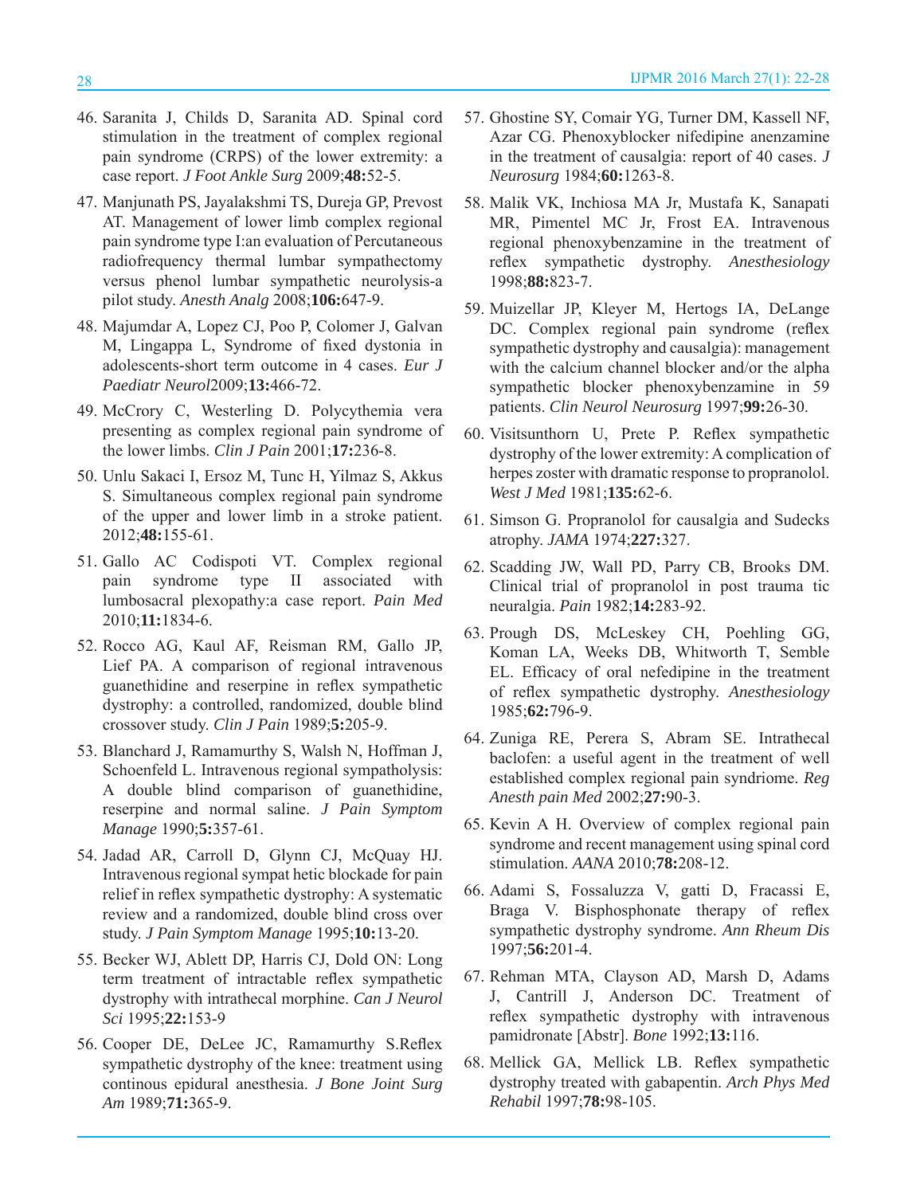46. Saranita J, Childs D, Saranita AD. Spinal cord stimulation in the treatment of complex regional pain syndrome (CRPS) of the lower extremity: a case report. *J Foot Ankle Surg* 2009;**48:**52-5.
47. Manjunath PS, Jayalakshmi TS, Dureja GP, Prevost AT. Management of lower limb complex regional pain syndrome type I:an evaluation of Percutaneous radiofrequency thermal lumbar sympathectomy versus phenol lumbar sympathetic neurolysis-a pilot study. *Anesth Analg* 2008;**106:**647-9.
48. Majumdar A, Lopez CJ, Poo P, Colomer J, Galvan M, Lingappa L, Syndrome of fixed dystonia in adolescents-short term outcome in 4 cases. *Eur J Paediatr Neurol*2009;**13:**466-72.
49. McCrory C, Westerling D. Polycythemia vera presenting as complex regional pain syndrome of the lower limbs. *Clin J Pain* 2001;**17:**236-8.
50. Unlu Sakaci I, Ersoz M, Tunc H, Yilmaz S, Akkus S. Simultaneous complex regional pain syndrome of the upper and lower limb in a stroke patient. 2012;**48:**155-61.
51. Gallo AC Codispoti VT. Complex regional pain syndrome type II associated with lumbosacral plexopathy:a case report. *Pain Med* 2010;**11:**1834-6.
52. Rocco AG, Kaul AF, Reisman RM, Gallo JP, Lief PA. A comparison of regional intravenous guanethidine and reserpine in reflex sympathetic dystrophy: a controlled, randomized, double blind crossover study. *Clin J Pain* 1989;**5:**205-9.
53. Blanchard J, Ramamurthy S, Walsh N, Hoffman J, Schoenfeld L. Intravenous regional sympatholysis: A double blind comparison of guanethidine, reserpine and normal saline. *J Pain Symptom Manage* 1990;**5:**357-61.
54. Jadad AR, Carroll D, Glynn CJ, McQuay HJ. Intravenous regional sympat hetic blockade for pain relief in reflex sympathetic dystrophy: A systematic review and a randomized, double blind cross over study. *J Pain Symptom Manage* 1995;**10:**13-20.
55. Becker WJ, Ablett DP, Harris CJ, Dold ON: Long term treatment of intractable reflex sympathetic dystrophy with intrathecal morphine. *Can J Neurol Sci* 1995;**22:**153-9
56. Cooper DE, DeLee JC, Ramamurthy S.Reflex sympathetic dystrophy of the knee: treatment using continous epidural anesthesia. *J Bone Joint Surg Am* 1989;**71:**365-9.
57. Ghostine SY, Comair YG, Turner DM, Kassell NF, Azar CG. Phenoxyblocker nifedipine anenzamine in the treatment of causalgia: report of 40 cases. *J Neurosurg* 1984;**60:**1263-8.
58. Malik VK, Inchiosa MA Jr, Mustafa K, Sanapati MR, Pimentel MC Jr, Frost EA. Intravenous regional phenoxybenzamine in the treatment of reflex sympathetic dystrophy. *Anesthesiology* 1998;**88:**823-7.
59. Muizellar JP, Kleyer M, Hertogs IA, DeLange DC. Complex regional pain syndrome (reflex sympathetic dystrophy and causalgia): management with the calcium channel blocker and/or the alpha sympathetic blocker phenoxybenzamine in 59 patients. *Clin Neurol Neurosurg* 1997;**99:**26-30.
60. Visitsunthorn U, Prete P. Reflex sympathetic dystrophy of the lower extremity: A complication of herpes zoster with dramatic response to propranolol. *West J Med* 1981;**135:**62-6.
61. Simson G. Propranolol for causalgia and Sudecks atrophy. *JAMA* 1974;**227:**327.
62. Scadding JW, Wall PD, Parry CB, Brooks DM. Clinical trial of propranolol in post trauma tic neuralgia. *Pain* 1982;**14:**283-92.
63. Prough DS, McLeskey CH, Poehling GG, Koman LA, Weeks DB, Whitworth T, Semble EL. Efficacy of oral nefedipine in the treatment of reflex sympathetic dystrophy. *Anesthesiology* 1985;**62:**796-9.
64. Zuniga RE, Perera S, Abram SE. Intrathecal baclofen: a useful agent in the treatment of well established complex regional pain syndriome. *Reg Anesth pain Med* 2002;**27:**90-3.
65. Kevin A H. Overview of complex regional pain syndrome and recent management using spinal cord stimulation. *AANA* 2010;**78:**208-12.
66. Adami S, Fossaluzza V, gatti D, Fracassi E, Braga V. Bisphosphonate therapy of reflex sympathetic dystrophy syndrome. *Ann Rheum Dis* 1997;**56:**201-4.
67. Rehman MTA, Clayson AD, Marsh D, Adams J, Cantrill J, Anderson DC. Treatment of reflex sympathetic dystrophy with intravenous pamidronate [Abstr]. *Bone* 1992;**13:**116.
68. Mellick GA, Mellick LB. Reflex sympathetic dystrophy treated with gabapentin. *Arch Phys Med Rehabil* 1997;**78:**98-105.